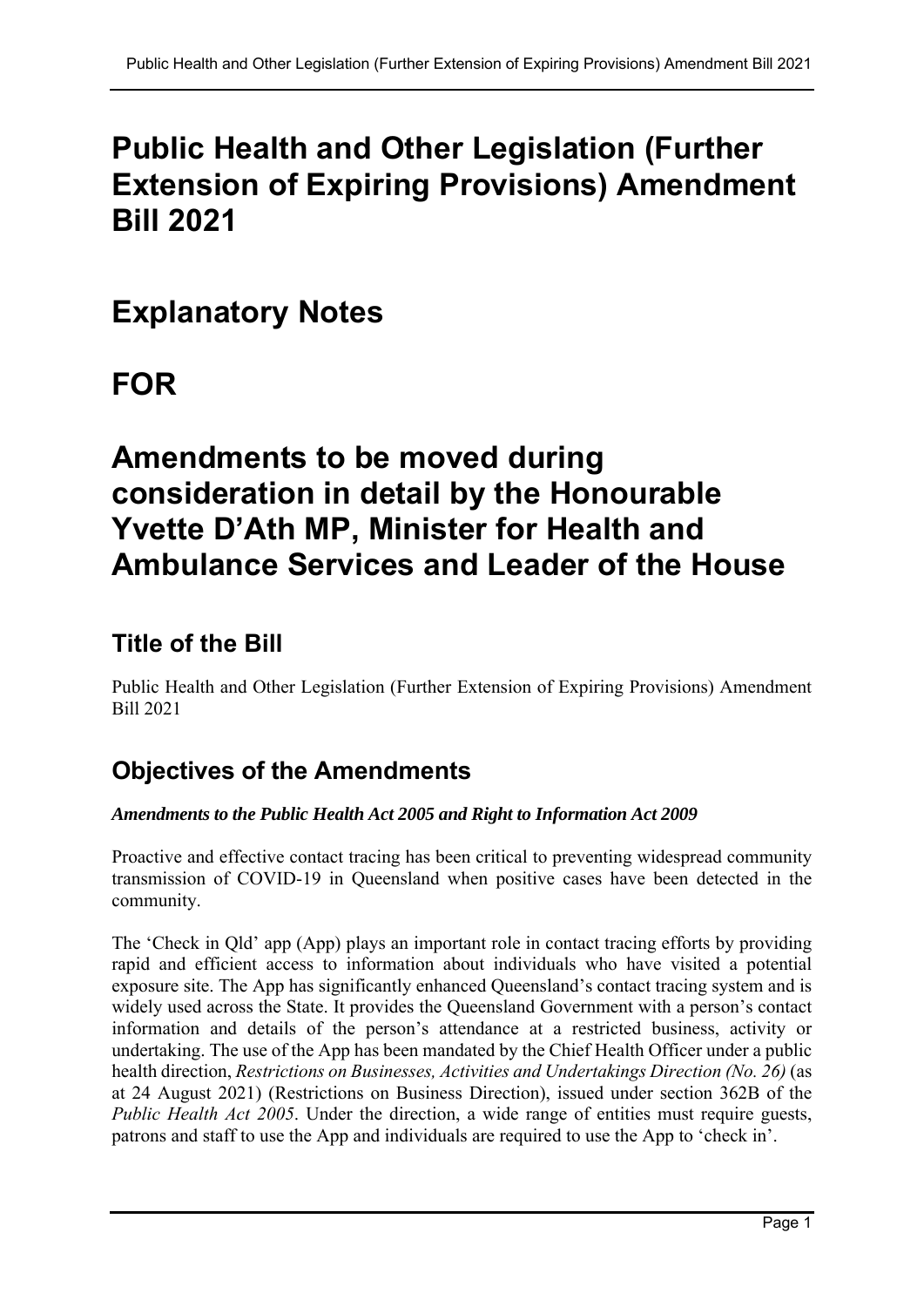# Public Health and Other Legislation (Further Extension of Expiring Provisions) Amendment Bill 2021

# Explanatory Notes

# FOR

# Amendments to be moved during consideration in detail by the Honourable Yvette D'Ath MP, Minister for Health and Ambulance Services and Leader of the House

## Title of the Bill

Public Health and Other Legislation (Further Extension of Expiring Provisions) Amendment Bill 2021

## Objectives of the Amendments

***Amendments to the Public Health Act 2005 and Right to Information Act 2009***

Proactive and effective contact tracing has been critical to preventing widespread community transmission of COVID-19 in Queensland when positive cases have been detected in the community.

The 'Check in Qld' app (App) plays an important role in contact tracing efforts by providing rapid and efficient access to information about individuals who have visited a potential exposure site. The App has significantly enhanced Queensland's contact tracing system and is widely used across the State. It provides the Queensland Government with a person's contact information and details of the person's attendance at a restricted business, activity or undertaking. The use of the App has been mandated by the Chief Health Officer under a public health direction, *Restrictions on Businesses, Activities and Undertakings Direction (No. 26)* (as at 24 August 2021) (Restrictions on Business Direction), issued under section 362B of the *Public Health Act 2005*. Under the direction, a wide range of entities must require guests, patrons and staff to use the App and individuals are required to use the App to 'check in'.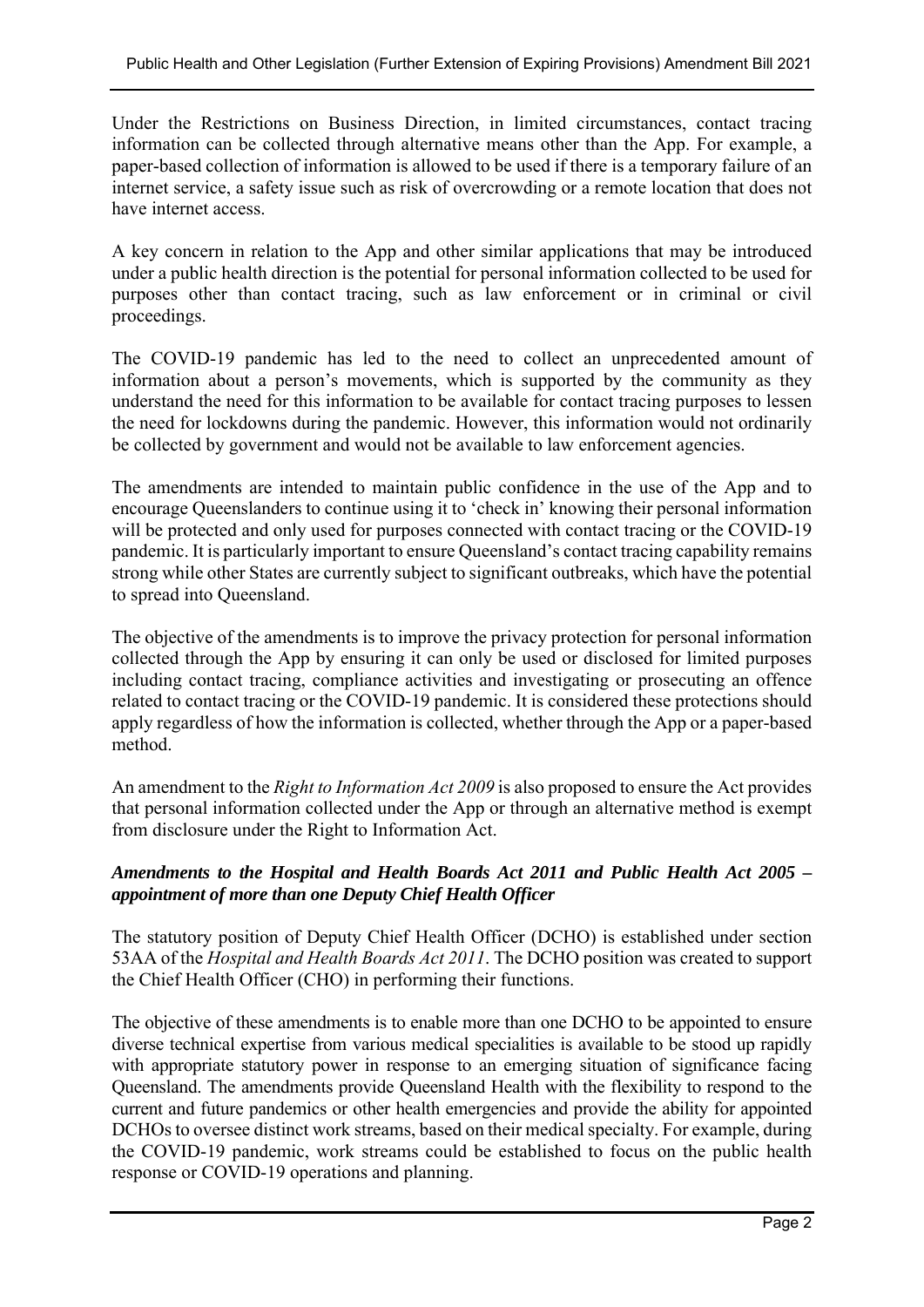Under the Restrictions on Business Direction, in limited circumstances, contact tracing information can be collected through alternative means other than the App. For example, a paper-based collection of information is allowed to be used if there is a temporary failure of an internet service, a safety issue such as risk of overcrowding or a remote location that does not have internet access.

A key concern in relation to the App and other similar applications that may be introduced under a public health direction is the potential for personal information collected to be used for purposes other than contact tracing, such as law enforcement or in criminal or civil proceedings.

The COVID-19 pandemic has led to the need to collect an unprecedented amount of information about a person's movements, which is supported by the community as they understand the need for this information to be available for contact tracing purposes to lessen the need for lockdowns during the pandemic. However, this information would not ordinarily be collected by government and would not be available to law enforcement agencies.

The amendments are intended to maintain public confidence in the use of the App and to encourage Queenslanders to continue using it to 'check in' knowing their personal information will be protected and only used for purposes connected with contact tracing or the COVID-19 pandemic. It is particularly important to ensure Queensland's contact tracing capability remains strong while other States are currently subject to significant outbreaks, which have the potential to spread into Queensland.

The objective of the amendments is to improve the privacy protection for personal information collected through the App by ensuring it can only be used or disclosed for limited purposes including contact tracing, compliance activities and investigating or prosecuting an offence related to contact tracing or the COVID-19 pandemic. It is considered these protections should apply regardless of how the information is collected, whether through the App or a paper-based method.

An amendment to the *Right to Information Act 2009* is also proposed to ensure the Act provides that personal information collected under the App or through an alternative method is exempt from disclosure under the Right to Information Act.

***Amendments to the Hospital and Health Boards Act 2011 and Public Health Act 2005 – appointment of more than one Deputy Chief Health Officer***

The statutory position of Deputy Chief Health Officer (DCHO) is established under section 53AA of the *Hospital and Health Boards Act 2011*. The DCHO position was created to support the Chief Health Officer (CHO) in performing their functions.

The objective of these amendments is to enable more than one DCHO to be appointed to ensure diverse technical expertise from various medical specialities is available to be stood up rapidly with appropriate statutory power in response to an emerging situation of significance facing Queensland. The amendments provide Queensland Health with the flexibility to respond to the current and future pandemics or other health emergencies and provide the ability for appointed DCHOs to oversee distinct work streams, based on their medical specialty. For example, during the COVID-19 pandemic, work streams could be established to focus on the public health response or COVID-19 operations and planning.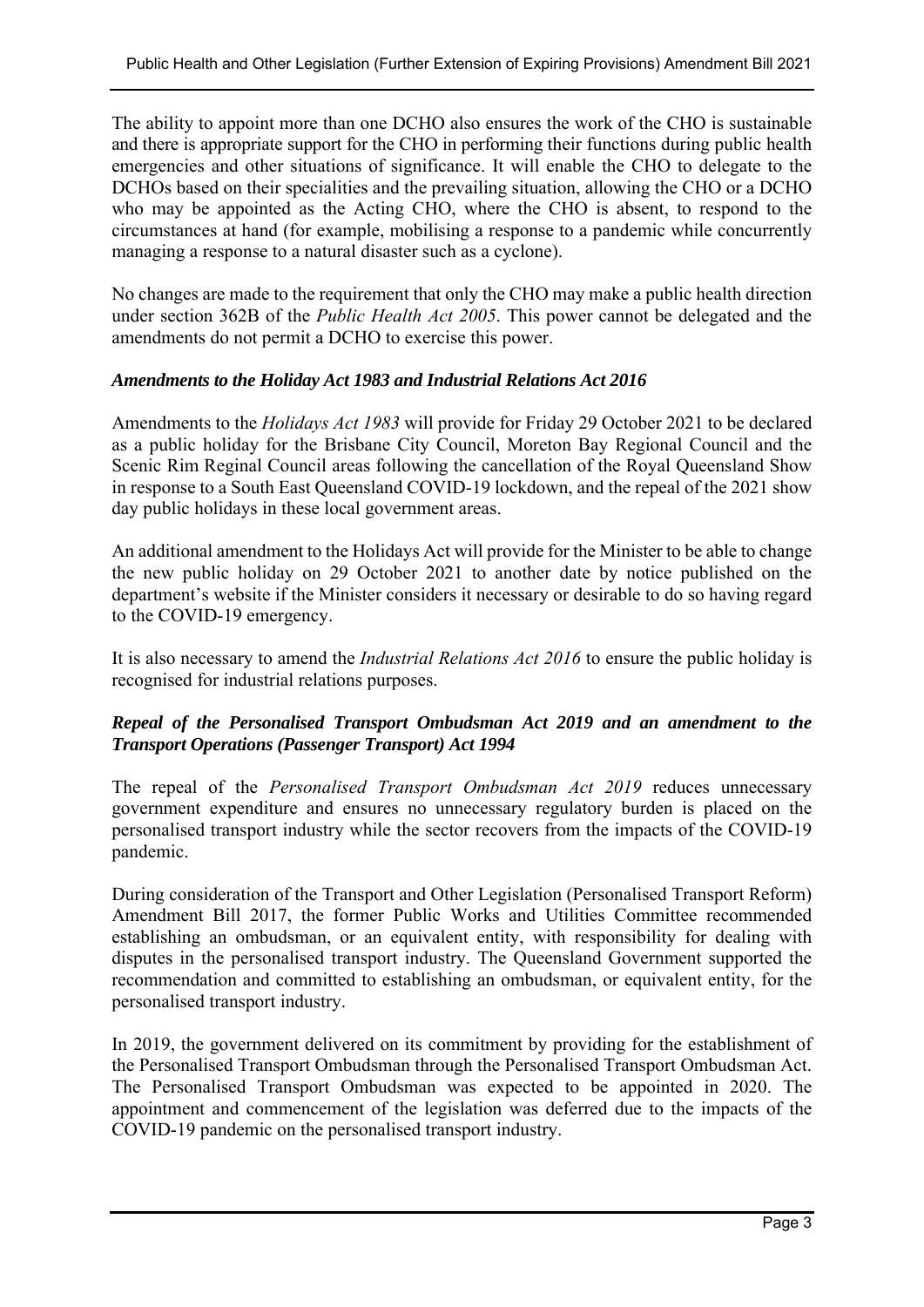The ability to appoint more than one DCHO also ensures the work of the CHO is sustainable and there is appropriate support for the CHO in performing their functions during public health emergencies and other situations of significance. It will enable the CHO to delegate to the DCHOs based on their specialities and the prevailing situation, allowing the CHO or a DCHO who may be appointed as the Acting CHO, where the CHO is absent, to respond to the circumstances at hand (for example, mobilising a response to a pandemic while concurrently managing a response to a natural disaster such as a cyclone).

No changes are made to the requirement that only the CHO may make a public health direction under section 362B of the *Public Health Act 2005*. This power cannot be delegated and the amendments do not permit a DCHO to exercise this power.

***Amendments to the Holiday Act 1983 and Industrial Relations Act 2016***

Amendments to the *Holidays Act 1983* will provide for Friday 29 October 2021 to be declared as a public holiday for the Brisbane City Council, Moreton Bay Regional Council and the Scenic Rim Reginal Council areas following the cancellation of the Royal Queensland Show in response to a South East Queensland COVID-19 lockdown, and the repeal of the 2021 show day public holidays in these local government areas.

An additional amendment to the Holidays Act will provide for the Minister to be able to change the new public holiday on 29 October 2021 to another date by notice published on the department's website if the Minister considers it necessary or desirable to do so having regard to the COVID-19 emergency.

It is also necessary to amend the *Industrial Relations Act 2016* to ensure the public holiday is recognised for industrial relations purposes.

***Repeal of the Personalised Transport Ombudsman Act 2019 and an amendment to the Transport Operations (Passenger Transport) Act 1994***

The repeal of the *Personalised Transport Ombudsman Act 2019* reduces unnecessary government expenditure and ensures no unnecessary regulatory burden is placed on the personalised transport industry while the sector recovers from the impacts of the COVID-19 pandemic.

During consideration of the Transport and Other Legislation (Personalised Transport Reform) Amendment Bill 2017, the former Public Works and Utilities Committee recommended establishing an ombudsman, or an equivalent entity, with responsibility for dealing with disputes in the personalised transport industry. The Queensland Government supported the recommendation and committed to establishing an ombudsman, or equivalent entity, for the personalised transport industry.

In 2019, the government delivered on its commitment by providing for the establishment of the Personalised Transport Ombudsman through the Personalised Transport Ombudsman Act. The Personalised Transport Ombudsman was expected to be appointed in 2020. The appointment and commencement of the legislation was deferred due to the impacts of the COVID-19 pandemic on the personalised transport industry.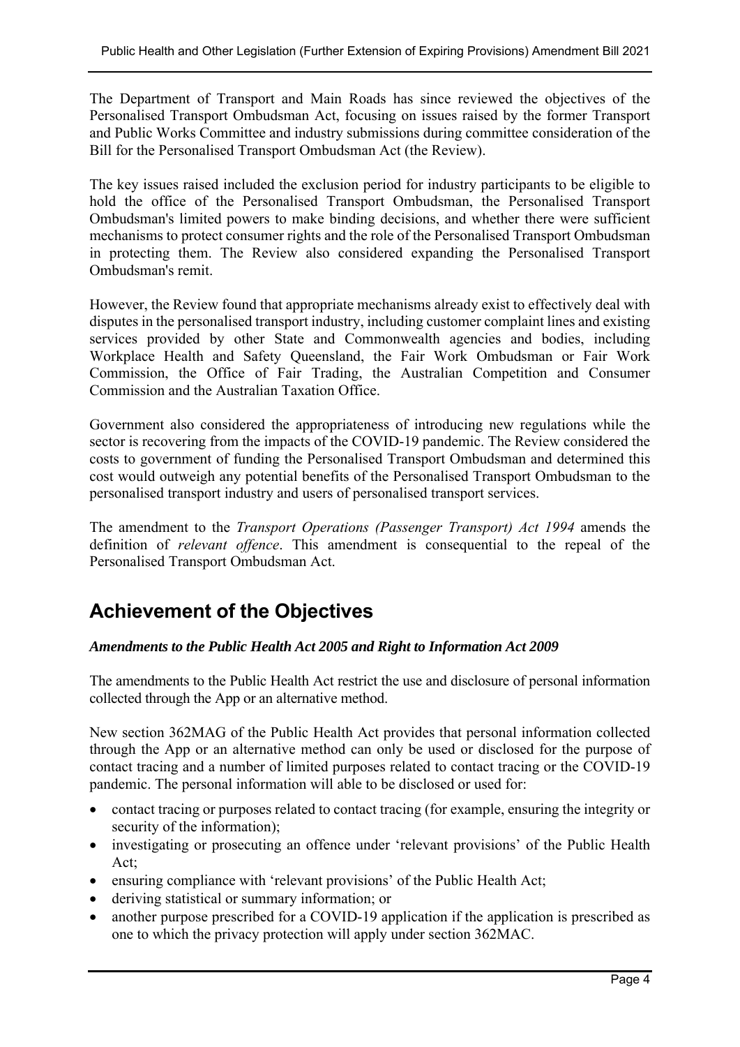The Department of Transport and Main Roads has since reviewed the objectives of the Personalised Transport Ombudsman Act, focusing on issues raised by the former Transport and Public Works Committee and industry submissions during committee consideration of the Bill for the Personalised Transport Ombudsman Act (the Review).

The key issues raised included the exclusion period for industry participants to be eligible to hold the office of the Personalised Transport Ombudsman, the Personalised Transport Ombudsman's limited powers to make binding decisions, and whether there were sufficient mechanisms to protect consumer rights and the role of the Personalised Transport Ombudsman in protecting them. The Review also considered expanding the Personalised Transport Ombudsman's remit.

However, the Review found that appropriate mechanisms already exist to effectively deal with disputes in the personalised transport industry, including customer complaint lines and existing services provided by other State and Commonwealth agencies and bodies, including Workplace Health and Safety Queensland, the Fair Work Ombudsman or Fair Work Commission, the Office of Fair Trading, the Australian Competition and Consumer Commission and the Australian Taxation Office.

Government also considered the appropriateness of introducing new regulations while the sector is recovering from the impacts of the COVID-19 pandemic. The Review considered the costs to government of funding the Personalised Transport Ombudsman and determined this cost would outweigh any potential benefits of the Personalised Transport Ombudsman to the personalised transport industry and users of personalised transport services.

The amendment to the *Transport Operations (Passenger Transport) Act 1994* amends the definition of *relevant offence*. This amendment is consequential to the repeal of the Personalised Transport Ombudsman Act.

## Achievement of the Objectives

***Amendments to the Public Health Act 2005 and Right to Information Act 2009***

The amendments to the Public Health Act restrict the use and disclosure of personal information collected through the App or an alternative method.

New section 362MAG of the Public Health Act provides that personal information collected through the App or an alternative method can only be used or disclosed for the purpose of contact tracing and a number of limited purposes related to contact tracing or the COVID-19 pandemic. The personal information will able to be disclosed or used for:

- contact tracing or purposes related to contact tracing (for example, ensuring the integrity or security of the information);
- investigating or prosecuting an offence under 'relevant provisions' of the Public Health Act;
- ensuring compliance with 'relevant provisions' of the Public Health Act;
- deriving statistical or summary information; or
- another purpose prescribed for a COVID-19 application if the application is prescribed as one to which the privacy protection will apply under section 362MAC.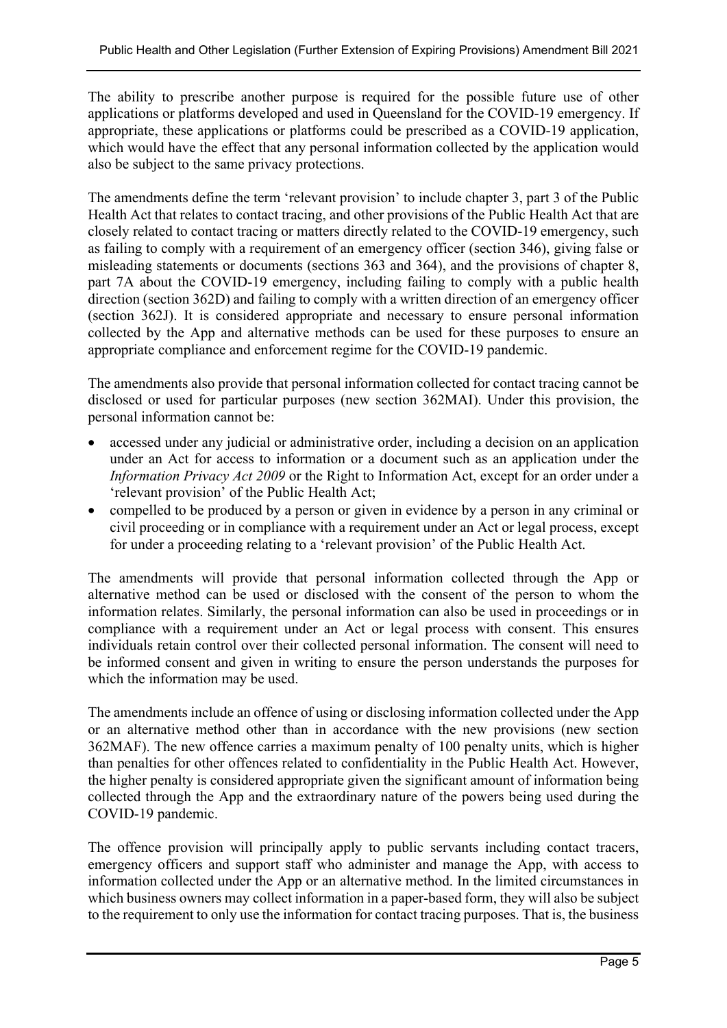The ability to prescribe another purpose is required for the possible future use of other applications or platforms developed and used in Queensland for the COVID-19 emergency. If appropriate, these applications or platforms could be prescribed as a COVID-19 application, which would have the effect that any personal information collected by the application would also be subject to the same privacy protections.

The amendments define the term 'relevant provision' to include chapter 3, part 3 of the Public Health Act that relates to contact tracing, and other provisions of the Public Health Act that are closely related to contact tracing or matters directly related to the COVID-19 emergency, such as failing to comply with a requirement of an emergency officer (section 346), giving false or misleading statements or documents (sections 363 and 364), and the provisions of chapter 8, part 7A about the COVID-19 emergency, including failing to comply with a public health direction (section 362D) and failing to comply with a written direction of an emergency officer (section 362J). It is considered appropriate and necessary to ensure personal information collected by the App and alternative methods can be used for these purposes to ensure an appropriate compliance and enforcement regime for the COVID-19 pandemic.

The amendments also provide that personal information collected for contact tracing cannot be disclosed or used for particular purposes (new section 362MAI). Under this provision, the personal information cannot be:

- accessed under any judicial or administrative order, including a decision on an application under an Act for access to information or a document such as an application under the *Information Privacy Act 2009* or the Right to Information Act, except for an order under a 'relevant provision' of the Public Health Act;
- compelled to be produced by a person or given in evidence by a person in any criminal or civil proceeding or in compliance with a requirement under an Act or legal process, except for under a proceeding relating to a 'relevant provision' of the Public Health Act.

The amendments will provide that personal information collected through the App or alternative method can be used or disclosed with the consent of the person to whom the information relates. Similarly, the personal information can also be used in proceedings or in compliance with a requirement under an Act or legal process with consent. This ensures individuals retain control over their collected personal information. The consent will need to be informed consent and given in writing to ensure the person understands the purposes for which the information may be used.

The amendments include an offence of using or disclosing information collected under the App or an alternative method other than in accordance with the new provisions (new section 362MAF). The new offence carries a maximum penalty of 100 penalty units, which is higher than penalties for other offences related to confidentiality in the Public Health Act. However, the higher penalty is considered appropriate given the significant amount of information being collected through the App and the extraordinary nature of the powers being used during the COVID-19 pandemic.

The offence provision will principally apply to public servants including contact tracers, emergency officers and support staff who administer and manage the App, with access to information collected under the App or an alternative method. In the limited circumstances in which business owners may collect information in a paper-based form, they will also be subject to the requirement to only use the information for contact tracing purposes. That is, the business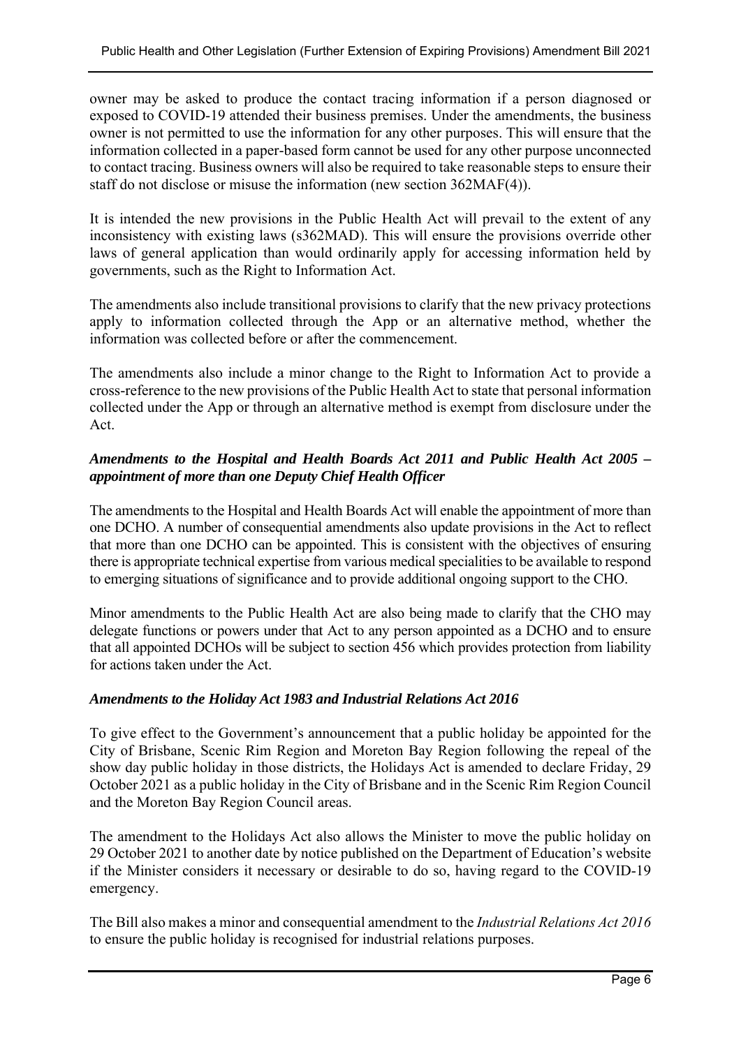owner may be asked to produce the contact tracing information if a person diagnosed or exposed to COVID-19 attended their business premises. Under the amendments, the business owner is not permitted to use the information for any other purposes. This will ensure that the information collected in a paper-based form cannot be used for any other purpose unconnected to contact tracing. Business owners will also be required to take reasonable steps to ensure their staff do not disclose or misuse the information (new section 362MAF(4)).

It is intended the new provisions in the Public Health Act will prevail to the extent of any inconsistency with existing laws (s362MAD). This will ensure the provisions override other laws of general application than would ordinarily apply for accessing information held by governments, such as the Right to Information Act.

The amendments also include transitional provisions to clarify that the new privacy protections apply to information collected through the App or an alternative method, whether the information was collected before or after the commencement.

The amendments also include a minor change to the Right to Information Act to provide a cross-reference to the new provisions of the Public Health Act to state that personal information collected under the App or through an alternative method is exempt from disclosure under the Act.

### *Amendments to the Hospital and Health Boards Act 2011 and Public Health Act 2005 – appointment of more than one Deputy Chief Health Officer*

The amendments to the Hospital and Health Boards Act will enable the appointment of more than one DCHO. A number of consequential amendments also update provisions in the Act to reflect that more than one DCHO can be appointed. This is consistent with the objectives of ensuring there is appropriate technical expertise from various medical specialities to be available to respond to emerging situations of significance and to provide additional ongoing support to the CHO.

Minor amendments to the Public Health Act are also being made to clarify that the CHO may delegate functions or powers under that Act to any person appointed as a DCHO and to ensure that all appointed DCHOs will be subject to section 456 which provides protection from liability for actions taken under the Act.

### *Amendments to the Holiday Act 1983 and Industrial Relations Act 2016*

To give effect to the Government's announcement that a public holiday be appointed for the City of Brisbane, Scenic Rim Region and Moreton Bay Region following the repeal of the show day public holiday in those districts, the Holidays Act is amended to declare Friday, 29 October 2021 as a public holiday in the City of Brisbane and in the Scenic Rim Region Council and the Moreton Bay Region Council areas.

The amendment to the Holidays Act also allows the Minister to move the public holiday on 29 October 2021 to another date by notice published on the Department of Education's website if the Minister considers it necessary or desirable to do so, having regard to the COVID-19 emergency.

The Bill also makes a minor and consequential amendment to the *Industrial Relations Act 2016* to ensure the public holiday is recognised for industrial relations purposes.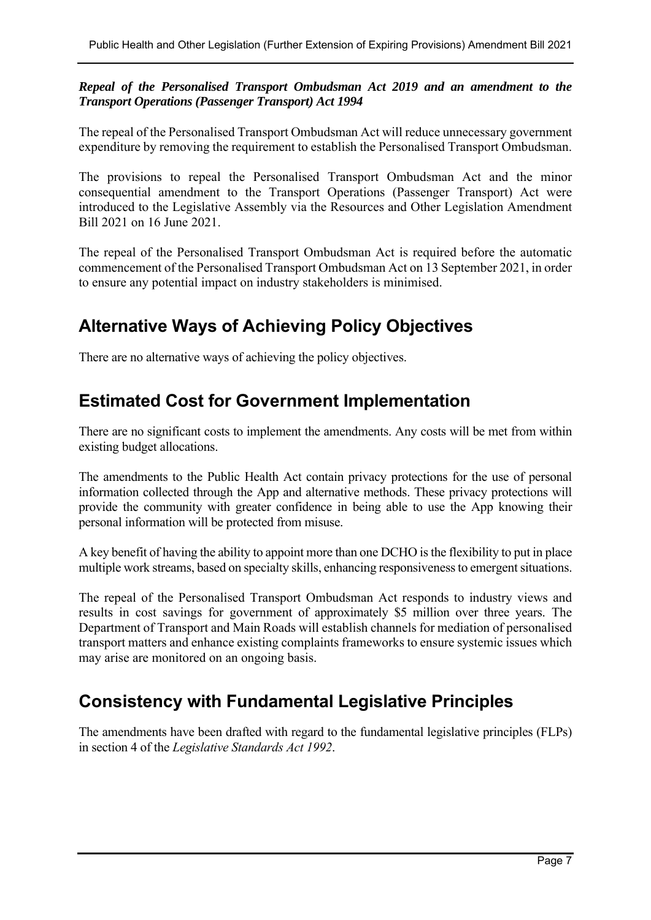***Repeal of the Personalised Transport Ombudsman Act 2019 and an amendment to the Transport Operations (Passenger Transport) Act 1994***

The repeal of the Personalised Transport Ombudsman Act will reduce unnecessary government expenditure by removing the requirement to establish the Personalised Transport Ombudsman.

The provisions to repeal the Personalised Transport Ombudsman Act and the minor consequential amendment to the Transport Operations (Passenger Transport) Act were introduced to the Legislative Assembly via the Resources and Other Legislation Amendment Bill 2021 on 16 June 2021.

The repeal of the Personalised Transport Ombudsman Act is required before the automatic commencement of the Personalised Transport Ombudsman Act on 13 September 2021, in order to ensure any potential impact on industry stakeholders is minimised.

## Alternative Ways of Achieving Policy Objectives

There are no alternative ways of achieving the policy objectives.

## Estimated Cost for Government Implementation

There are no significant costs to implement the amendments. Any costs will be met from within existing budget allocations.

The amendments to the Public Health Act contain privacy protections for the use of personal information collected through the App and alternative methods. These privacy protections will provide the community with greater confidence in being able to use the App knowing their personal information will be protected from misuse.

A key benefit of having the ability to appoint more than one DCHO is the flexibility to put in place multiple work streams, based on specialty skills, enhancing responsiveness to emergent situations.

The repeal of the Personalised Transport Ombudsman Act responds to industry views and results in cost savings for government of approximately $5 million over three years. The Department of Transport and Main Roads will establish channels for mediation of personalised transport matters and enhance existing complaints frameworks to ensure systemic issues which may arise are monitored on an ongoing basis.

## Consistency with Fundamental Legislative Principles

The amendments have been drafted with regard to the fundamental legislative principles (FLPs) in section 4 of the *Legislative Standards Act 1992*.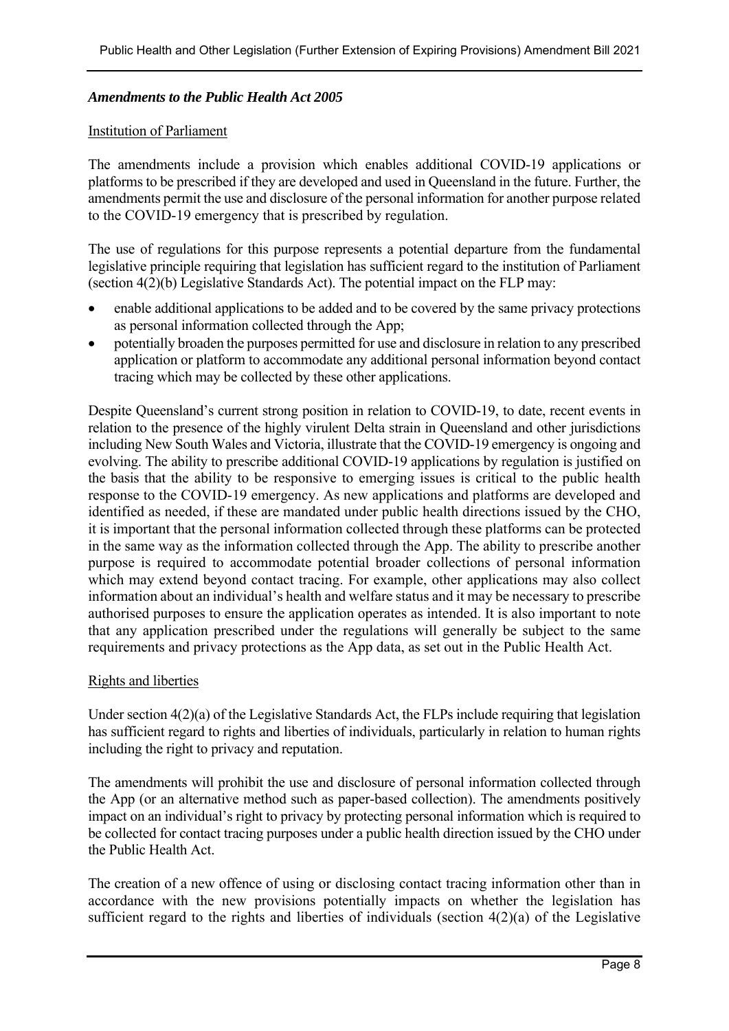### *Amendments to the Public Health Act 2005*

Institution of Parliament

The amendments include a provision which enables additional COVID-19 applications or platforms to be prescribed if they are developed and used in Queensland in the future. Further, the amendments permit the use and disclosure of the personal information for another purpose related to the COVID-19 emergency that is prescribed by regulation.

The use of regulations for this purpose represents a potential departure from the fundamental legislative principle requiring that legislation has sufficient regard to the institution of Parliament (section 4(2)(b) Legislative Standards Act). The potential impact on the FLP may:

- enable additional applications to be added and to be covered by the same privacy protections as personal information collected through the App;
- potentially broaden the purposes permitted for use and disclosure in relation to any prescribed application or platform to accommodate any additional personal information beyond contact tracing which may be collected by these other applications.

Despite Queensland's current strong position in relation to COVID-19, to date, recent events in relation to the presence of the highly virulent Delta strain in Queensland and other jurisdictions including New South Wales and Victoria, illustrate that the COVID-19 emergency is ongoing and evolving. The ability to prescribe additional COVID-19 applications by regulation is justified on the basis that the ability to be responsive to emerging issues is critical to the public health response to the COVID-19 emergency. As new applications and platforms are developed and identified as needed, if these are mandated under public health directions issued by the CHO, it is important that the personal information collected through these platforms can be protected in the same way as the information collected through the App. The ability to prescribe another purpose is required to accommodate potential broader collections of personal information which may extend beyond contact tracing. For example, other applications may also collect information about an individual's health and welfare status and it may be necessary to prescribe authorised purposes to ensure the application operates as intended. It is also important to note that any application prescribed under the regulations will generally be subject to the same requirements and privacy protections as the App data, as set out in the Public Health Act.

Rights and liberties

Under section 4(2)(a) of the Legislative Standards Act, the FLPs include requiring that legislation has sufficient regard to rights and liberties of individuals, particularly in relation to human rights including the right to privacy and reputation.

The amendments will prohibit the use and disclosure of personal information collected through the App (or an alternative method such as paper-based collection). The amendments positively impact on an individual's right to privacy by protecting personal information which is required to be collected for contact tracing purposes under a public health direction issued by the CHO under the Public Health Act.

The creation of a new offence of using or disclosing contact tracing information other than in accordance with the new provisions potentially impacts on whether the legislation has sufficient regard to the rights and liberties of individuals (section 4(2)(a) of the Legislative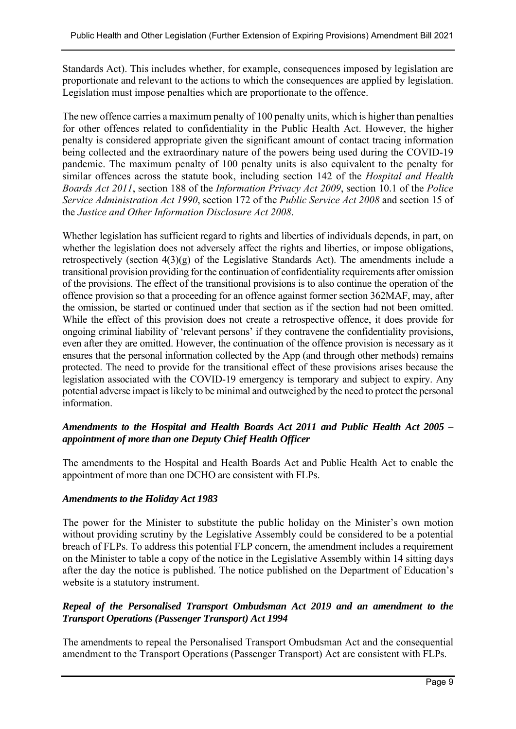Standards Act). This includes whether, for example, consequences imposed by legislation are proportionate and relevant to the actions to which the consequences are applied by legislation. Legislation must impose penalties which are proportionate to the offence.

The new offence carries a maximum penalty of 100 penalty units, which is higher than penalties for other offences related to confidentiality in the Public Health Act. However, the higher penalty is considered appropriate given the significant amount of contact tracing information being collected and the extraordinary nature of the powers being used during the COVID-19 pandemic. The maximum penalty of 100 penalty units is also equivalent to the penalty for similar offences across the statute book, including section 142 of the *Hospital and Health Boards Act 2011*, section 188 of the *Information Privacy Act 2009*, section 10.1 of the *Police Service Administration Act 1990*, section 172 of the *Public Service Act 2008* and section 15 of the *Justice and Other Information Disclosure Act 2008*.

Whether legislation has sufficient regard to rights and liberties of individuals depends, in part, on whether the legislation does not adversely affect the rights and liberties, or impose obligations, retrospectively (section 4(3)(g) of the Legislative Standards Act). The amendments include a transitional provision providing for the continuation of confidentiality requirements after omission of the provisions. The effect of the transitional provisions is to also continue the operation of the offence provision so that a proceeding for an offence against former section 362MAF, may, after the omission, be started or continued under that section as if the section had not been omitted. While the effect of this provision does not create a retrospective offence, it does provide for ongoing criminal liability of 'relevant persons' if they contravene the confidentiality provisions, even after they are omitted. However, the continuation of the offence provision is necessary as it ensures that the personal information collected by the App (and through other methods) remains protected. The need to provide for the transitional effect of these provisions arises because the legislation associated with the COVID-19 emergency is temporary and subject to expiry. Any potential adverse impact is likely to be minimal and outweighed by the need to protect the personal information.

### *Amendments to the Hospital and Health Boards Act 2011 and Public Health Act 2005 – appointment of more than one Deputy Chief Health Officer*

The amendments to the Hospital and Health Boards Act and Public Health Act to enable the appointment of more than one DCHO are consistent with FLPs.

### *Amendments to the Holiday Act 1983*

The power for the Minister to substitute the public holiday on the Minister's own motion without providing scrutiny by the Legislative Assembly could be considered to be a potential breach of FLPs. To address this potential FLP concern, the amendment includes a requirement on the Minister to table a copy of the notice in the Legislative Assembly within 14 sitting days after the day the notice is published. The notice published on the Department of Education's website is a statutory instrument.

### *Repeal of the Personalised Transport Ombudsman Act 2019 and an amendment to the Transport Operations (Passenger Transport) Act 1994*

The amendments to repeal the Personalised Transport Ombudsman Act and the consequential amendment to the Transport Operations (Passenger Transport) Act are consistent with FLPs.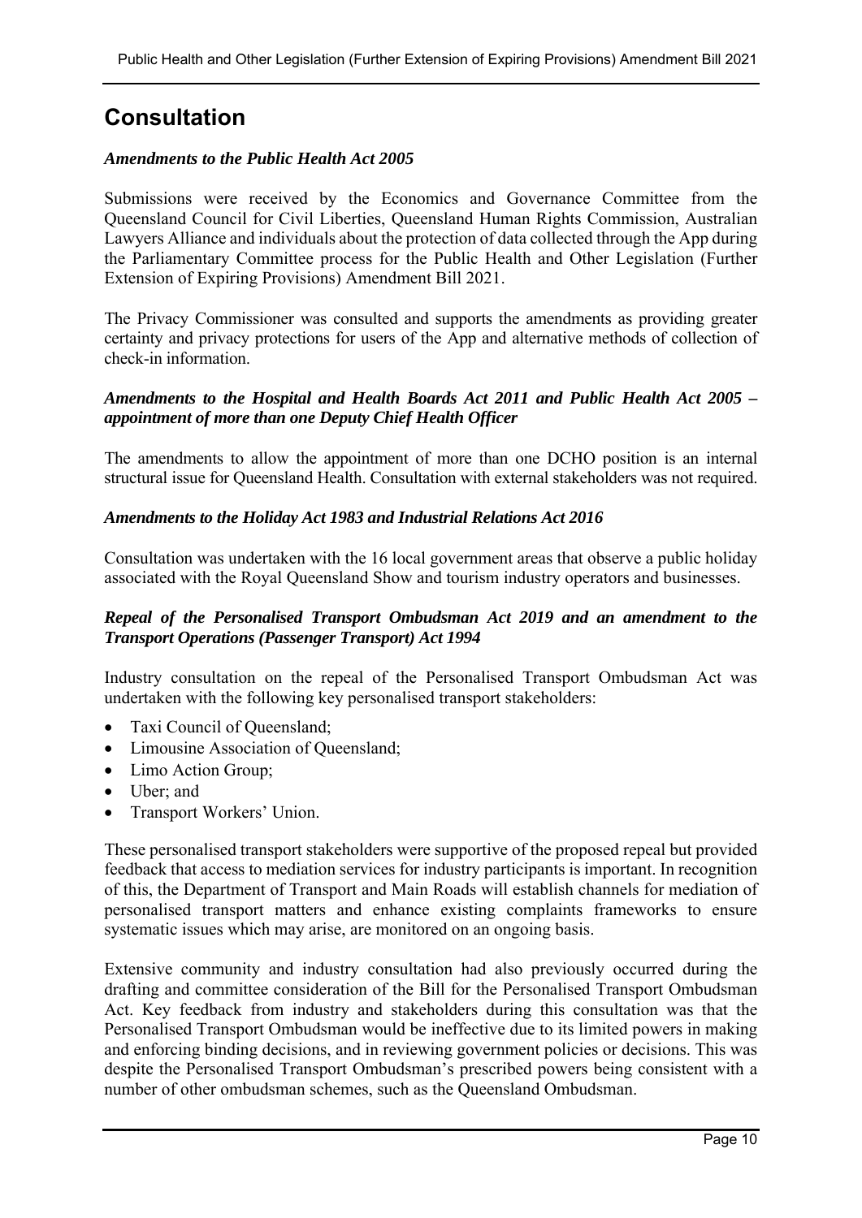# Consultation

***Amendments to the Public Health Act 2005***

Submissions were received by the Economics and Governance Committee from the Queensland Council for Civil Liberties, Queensland Human Rights Commission, Australian Lawyers Alliance and individuals about the protection of data collected through the App during the Parliamentary Committee process for the Public Health and Other Legislation (Further Extension of Expiring Provisions) Amendment Bill 2021.

The Privacy Commissioner was consulted and supports the amendments as providing greater certainty and privacy protections for users of the App and alternative methods of collection of check-in information.

***Amendments to the Hospital and Health Boards Act 2011 and Public Health Act 2005 – appointment of more than one Deputy Chief Health Officer***

The amendments to allow the appointment of more than one DCHO position is an internal structural issue for Queensland Health. Consultation with external stakeholders was not required.

***Amendments to the Holiday Act 1983 and Industrial Relations Act 2016***

Consultation was undertaken with the 16 local government areas that observe a public holiday associated with the Royal Queensland Show and tourism industry operators and businesses.

***Repeal of the Personalised Transport Ombudsman Act 2019 and an amendment to the Transport Operations (Passenger Transport) Act 1994***

Industry consultation on the repeal of the Personalised Transport Ombudsman Act was undertaken with the following key personalised transport stakeholders:

- Taxi Council of Queensland;
- Limousine Association of Queensland;
- Limo Action Group;
- Uber; and
- Transport Workers' Union.

These personalised transport stakeholders were supportive of the proposed repeal but provided feedback that access to mediation services for industry participants is important. In recognition of this, the Department of Transport and Main Roads will establish channels for mediation of personalised transport matters and enhance existing complaints frameworks to ensure systematic issues which may arise, are monitored on an ongoing basis.

Extensive community and industry consultation had also previously occurred during the drafting and committee consideration of the Bill for the Personalised Transport Ombudsman Act. Key feedback from industry and stakeholders during this consultation was that the Personalised Transport Ombudsman would be ineffective due to its limited powers in making and enforcing binding decisions, and in reviewing government policies or decisions. This was despite the Personalised Transport Ombudsman's prescribed powers being consistent with a number of other ombudsman schemes, such as the Queensland Ombudsman.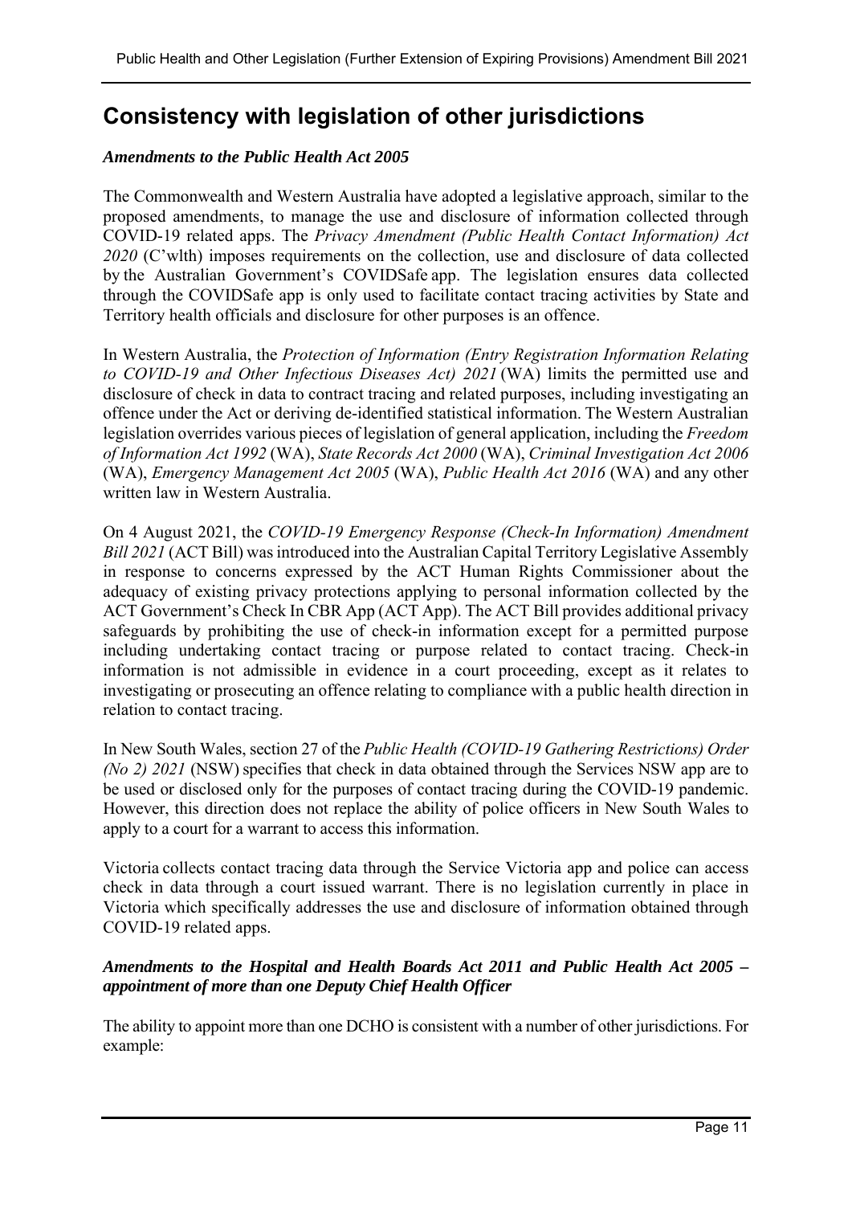## Consistency with legislation of other jurisdictions

### *Amendments to the Public Health Act 2005*

The Commonwealth and Western Australia have adopted a legislative approach, similar to the proposed amendments, to manage the use and disclosure of information collected through COVID-19 related apps. The *Privacy Amendment (Public Health Contact Information) Act 2020* (C'wlth) imposes requirements on the collection, use and disclosure of data collected by the Australian Government's COVIDSafe app. The legislation ensures data collected through the COVIDSafe app is only used to facilitate contact tracing activities by State and Territory health officials and disclosure for other purposes is an offence.

In Western Australia, the *Protection of Information (Entry Registration Information Relating to COVID-19 and Other Infectious Diseases Act) 2021* (WA) limits the permitted use and disclosure of check in data to contract tracing and related purposes, including investigating an offence under the Act or deriving de-identified statistical information. The Western Australian legislation overrides various pieces of legislation of general application, including the *Freedom of Information Act 1992* (WA), *State Records Act 2000* (WA), *Criminal Investigation Act 2006* (WA), *Emergency Management Act 2005* (WA), *Public Health Act 2016* (WA) and any other written law in Western Australia.

On 4 August 2021, the *COVID-19 Emergency Response (Check-In Information) Amendment Bill 2021* (ACT Bill) was introduced into the Australian Capital Territory Legislative Assembly in response to concerns expressed by the ACT Human Rights Commissioner about the adequacy of existing privacy protections applying to personal information collected by the ACT Government's Check In CBR App (ACT App). The ACT Bill provides additional privacy safeguards by prohibiting the use of check-in information except for a permitted purpose including undertaking contact tracing or purpose related to contact tracing. Check-in information is not admissible in evidence in a court proceeding, except as it relates to investigating or prosecuting an offence relating to compliance with a public health direction in relation to contact tracing.

In New South Wales, section 27 of the *Public Health (COVID-19 Gathering Restrictions) Order (No 2) 2021* (NSW) specifies that check in data obtained through the Services NSW app are to be used or disclosed only for the purposes of contact tracing during the COVID-19 pandemic. However, this direction does not replace the ability of police officers in New South Wales to apply to a court for a warrant to access this information.

Victoria collects contact tracing data through the Service Victoria app and police can access check in data through a court issued warrant. There is no legislation currently in place in Victoria which specifically addresses the use and disclosure of information obtained through COVID-19 related apps.

### *Amendments to the Hospital and Health Boards Act 2011 and Public Health Act 2005 – appointment of more than one Deputy Chief Health Officer*

The ability to appoint more than one DCHO is consistent with a number of other jurisdictions. For example: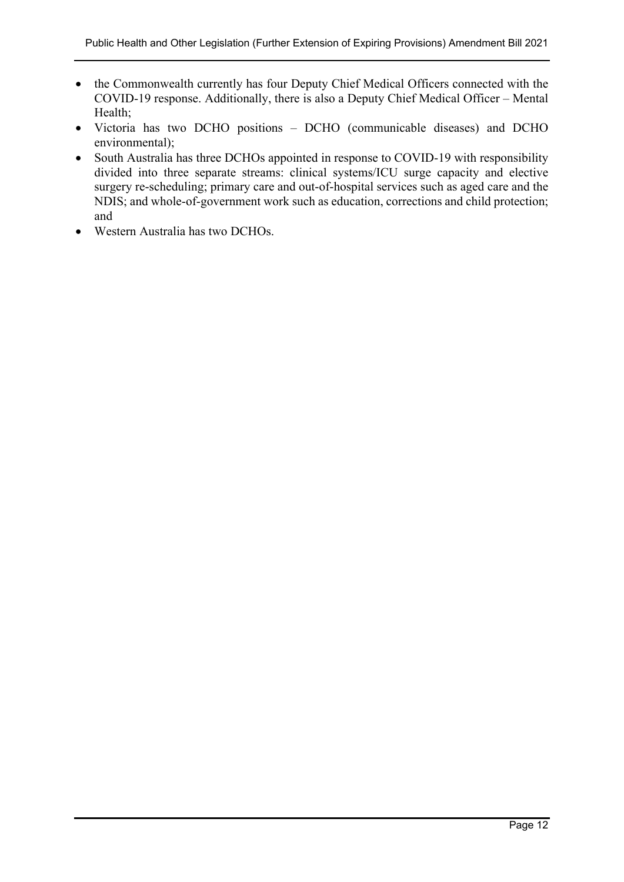- the Commonwealth currently has four Deputy Chief Medical Officers connected with the COVID-19 response. Additionally, there is also a Deputy Chief Medical Officer – Mental Health;
- Victoria has two DCHO positions – DCHO (communicable diseases) and DCHO environmental);
- South Australia has three DCHOs appointed in response to COVID-19 with responsibility divided into three separate streams: clinical systems/ICU surge capacity and elective surgery re-scheduling; primary care and out-of-hospital services such as aged care and the NDIS; and whole-of-government work such as education, corrections and child protection; and
- Western Australia has two DCHOs.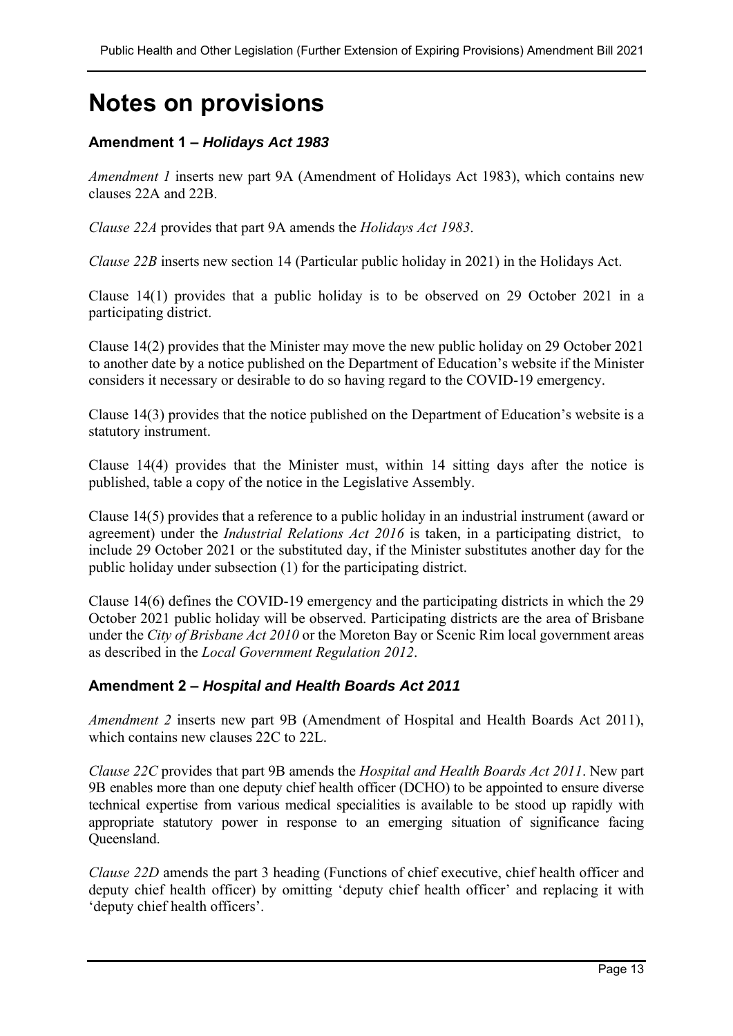# Notes on provisions

### Amendment 1 – *Holidays Act 1983*

*Amendment 1* inserts new part 9A (Amendment of Holidays Act 1983), which contains new clauses 22A and 22B.

*Clause 22A* provides that part 9A amends the *Holidays Act 1983*.

*Clause 22B* inserts new section 14 (Particular public holiday in 2021) in the Holidays Act.

Clause 14(1) provides that a public holiday is to be observed on 29 October 2021 in a participating district.

Clause 14(2) provides that the Minister may move the new public holiday on 29 October 2021 to another date by a notice published on the Department of Education's website if the Minister considers it necessary or desirable to do so having regard to the COVID-19 emergency.

Clause 14(3) provides that the notice published on the Department of Education's website is a statutory instrument.

Clause 14(4) provides that the Minister must, within 14 sitting days after the notice is published, table a copy of the notice in the Legislative Assembly.

Clause 14(5) provides that a reference to a public holiday in an industrial instrument (award or agreement) under the *Industrial Relations Act 2016* is taken, in a participating district, to include 29 October 2021 or the substituted day, if the Minister substitutes another day for the public holiday under subsection (1) for the participating district.

Clause 14(6) defines the COVID-19 emergency and the participating districts in which the 29 October 2021 public holiday will be observed. Participating districts are the area of Brisbane under the *City of Brisbane Act 2010* or the Moreton Bay or Scenic Rim local government areas as described in the *Local Government Regulation 2012*.

### Amendment 2 – *Hospital and Health Boards Act 2011*

*Amendment 2* inserts new part 9B (Amendment of Hospital and Health Boards Act 2011), which contains new clauses 22C to 22L.

*Clause 22C* provides that part 9B amends the *Hospital and Health Boards Act 2011*. New part 9B enables more than one deputy chief health officer (DCHO) to be appointed to ensure diverse technical expertise from various medical specialities is available to be stood up rapidly with appropriate statutory power in response to an emerging situation of significance facing Queensland.

*Clause 22D* amends the part 3 heading (Functions of chief executive, chief health officer and deputy chief health officer) by omitting 'deputy chief health officer' and replacing it with 'deputy chief health officers'.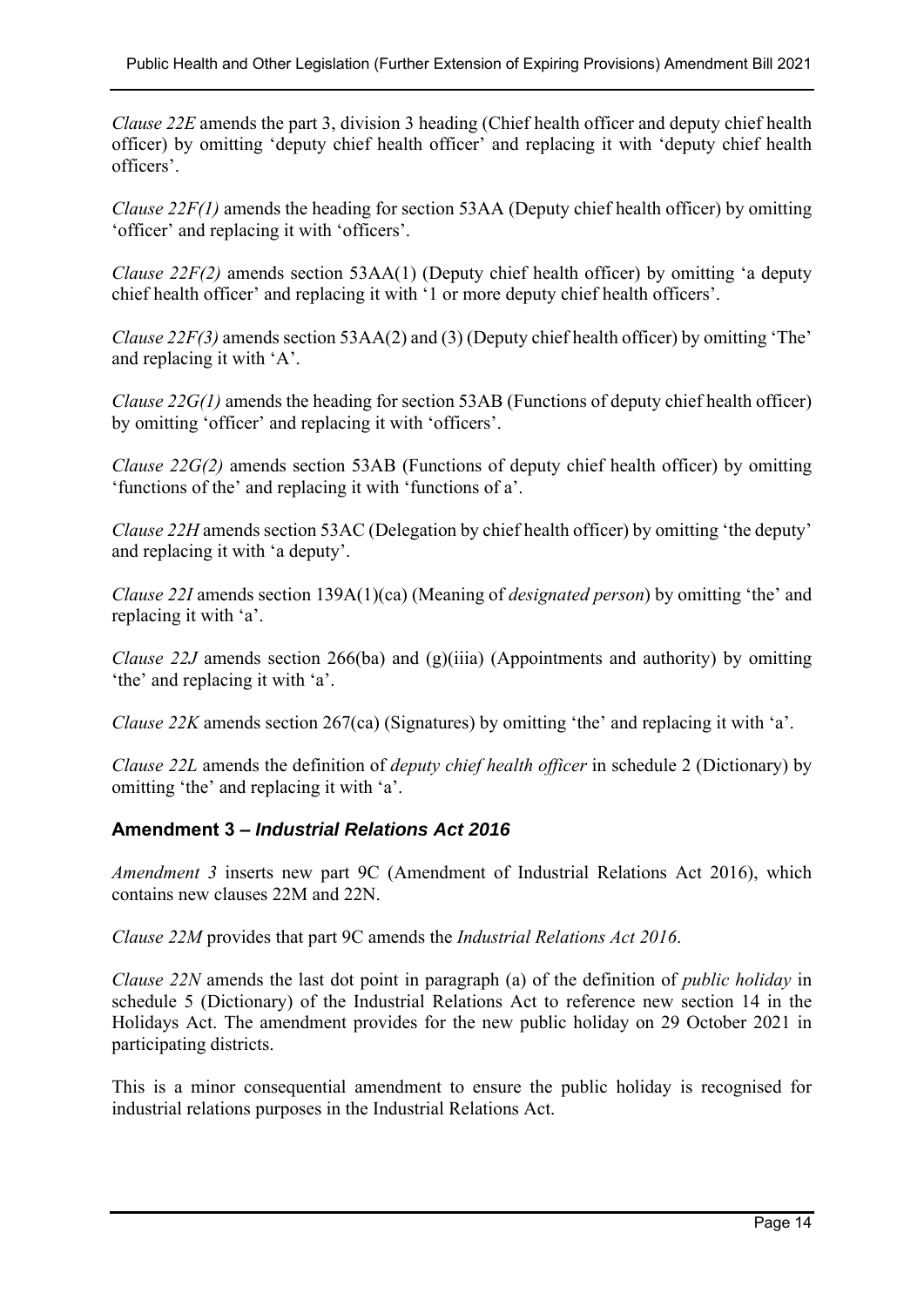*Clause 22E* amends the part 3, division 3 heading (Chief health officer and deputy chief health officer) by omitting 'deputy chief health officer' and replacing it with 'deputy chief health officers'.

*Clause 22F(1)* amends the heading for section 53AA (Deputy chief health officer) by omitting 'officer' and replacing it with 'officers'.

*Clause 22F(2)* amends section 53AA(1) (Deputy chief health officer) by omitting 'a deputy chief health officer' and replacing it with '1 or more deputy chief health officers'.

*Clause 22F(3)* amends section 53AA(2) and (3) (Deputy chief health officer) by omitting 'The' and replacing it with 'A'.

*Clause 22G(1)* amends the heading for section 53AB (Functions of deputy chief health officer) by omitting 'officer' and replacing it with 'officers'.

*Clause 22G(2)* amends section 53AB (Functions of deputy chief health officer) by omitting 'functions of the' and replacing it with 'functions of a'.

*Clause 22H* amends section 53AC (Delegation by chief health officer) by omitting 'the deputy' and replacing it with 'a deputy'.

*Clause 22I* amends section 139A(1)(ca) (Meaning of *designated person*) by omitting 'the' and replacing it with 'a'.

*Clause 22J* amends section 266(ba) and (g)(iiia) (Appointments and authority) by omitting 'the' and replacing it with 'a'.

*Clause 22K* amends section 267(ca) (Signatures) by omitting 'the' and replacing it with 'a'.

*Clause 22L* amends the definition of *deputy chief health officer* in schedule 2 (Dictionary) by omitting 'the' and replacing it with 'a'.

## Amendment 3 – *Industrial Relations Act 2016*

*Amendment 3* inserts new part 9C (Amendment of Industrial Relations Act 2016), which contains new clauses 22M and 22N.

*Clause 22M* provides that part 9C amends the *Industrial Relations Act 2016*.

*Clause 22N* amends the last dot point in paragraph (a) of the definition of *public holiday* in schedule 5 (Dictionary) of the Industrial Relations Act to reference new section 14 in the Holidays Act. The amendment provides for the new public holiday on 29 October 2021 in participating districts.

This is a minor consequential amendment to ensure the public holiday is recognised for industrial relations purposes in the Industrial Relations Act.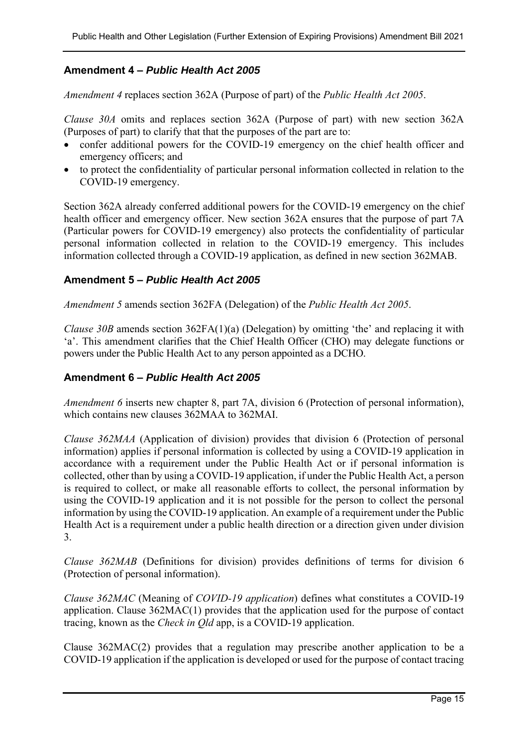### Amendment 4 – *Public Health Act 2005*

*Amendment 4* replaces section 362A (Purpose of part) of the *Public Health Act 2005*.

*Clause 30A* omits and replaces section 362A (Purpose of part) with new section 362A (Purposes of part) to clarify that that the purposes of the part are to:

- confer additional powers for the COVID-19 emergency on the chief health officer and emergency officers; and
- to protect the confidentiality of particular personal information collected in relation to the COVID-19 emergency.

Section 362A already conferred additional powers for the COVID-19 emergency on the chief health officer and emergency officer. New section 362A ensures that the purpose of part 7A (Particular powers for COVID-19 emergency) also protects the confidentiality of particular personal information collected in relation to the COVID-19 emergency. This includes information collected through a COVID-19 application, as defined in new section 362MAB.

### Amendment 5 – *Public Health Act 2005*

*Amendment 5* amends section 362FA (Delegation) of the *Public Health Act 2005*.

*Clause 30B* amends section 362FA(1)(a) (Delegation) by omitting 'the' and replacing it with 'a'. This amendment clarifies that the Chief Health Officer (CHO) may delegate functions or powers under the Public Health Act to any person appointed as a DCHO.

### Amendment 6 – *Public Health Act 2005*

*Amendment 6* inserts new chapter 8, part 7A, division 6 (Protection of personal information), which contains new clauses 362MAA to 362MAI.

*Clause 362MAA* (Application of division) provides that division 6 (Protection of personal information) applies if personal information is collected by using a COVID-19 application in accordance with a requirement under the Public Health Act or if personal information is collected, other than by using a COVID-19 application, if under the Public Health Act, a person is required to collect, or make all reasonable efforts to collect, the personal information by using the COVID-19 application and it is not possible for the person to collect the personal information by using the COVID-19 application. An example of a requirement under the Public Health Act is a requirement under a public health direction or a direction given under division 3.

*Clause 362MAB* (Definitions for division) provides definitions of terms for division 6 (Protection of personal information).

*Clause 362MAC* (Meaning of *COVID-19 application*) defines what constitutes a COVID-19 application. Clause 362MAC(1) provides that the application used for the purpose of contact tracing, known as the *Check in Qld* app, is a COVID-19 application.

Clause 362MAC(2) provides that a regulation may prescribe another application to be a COVID-19 application if the application is developed or used for the purpose of contact tracing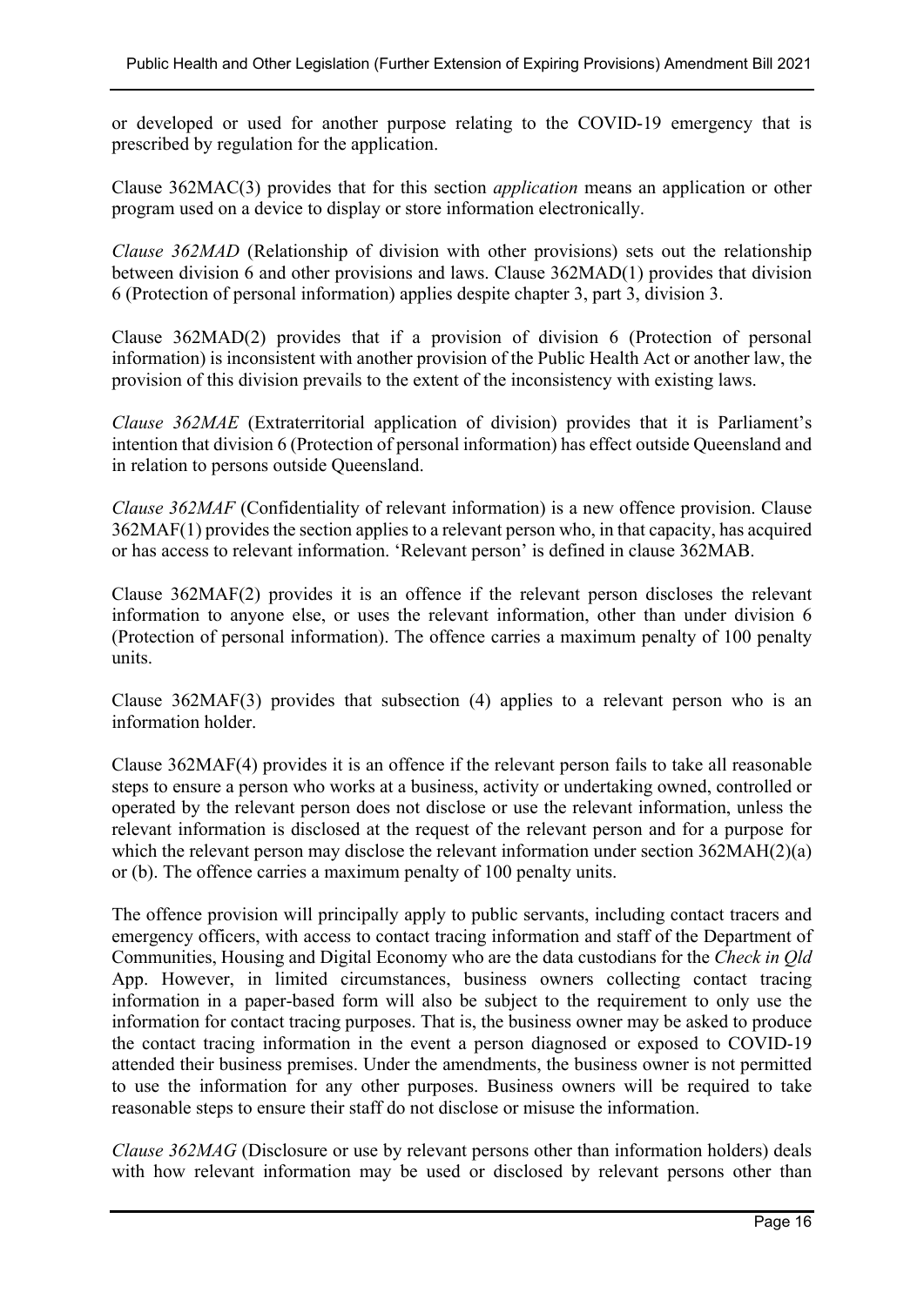or developed or used for another purpose relating to the COVID-19 emergency that is prescribed by regulation for the application.

Clause 362MAC(3) provides that for this section *application* means an application or other program used on a device to display or store information electronically.

*Clause 362MAD* (Relationship of division with other provisions) sets out the relationship between division 6 and other provisions and laws. Clause 362MAD(1) provides that division 6 (Protection of personal information) applies despite chapter 3, part 3, division 3.

Clause 362MAD(2) provides that if a provision of division 6 (Protection of personal information) is inconsistent with another provision of the Public Health Act or another law, the provision of this division prevails to the extent of the inconsistency with existing laws.

*Clause 362MAE* (Extraterritorial application of division) provides that it is Parliament's intention that division 6 (Protection of personal information) has effect outside Queensland and in relation to persons outside Queensland.

*Clause 362MAF* (Confidentiality of relevant information) is a new offence provision. Clause 362MAF(1) provides the section applies to a relevant person who, in that capacity, has acquired or has access to relevant information. 'Relevant person' is defined in clause 362MAB.

Clause 362MAF(2) provides it is an offence if the relevant person discloses the relevant information to anyone else, or uses the relevant information, other than under division 6 (Protection of personal information). The offence carries a maximum penalty of 100 penalty units.

Clause 362MAF(3) provides that subsection (4) applies to a relevant person who is an information holder.

Clause 362MAF(4) provides it is an offence if the relevant person fails to take all reasonable steps to ensure a person who works at a business, activity or undertaking owned, controlled or operated by the relevant person does not disclose or use the relevant information, unless the relevant information is disclosed at the request of the relevant person and for a purpose for which the relevant person may disclose the relevant information under section 362MAH(2)(a) or (b). The offence carries a maximum penalty of 100 penalty units.

The offence provision will principally apply to public servants, including contact tracers and emergency officers, with access to contact tracing information and staff of the Department of Communities, Housing and Digital Economy who are the data custodians for the *Check in Qld* App. However, in limited circumstances, business owners collecting contact tracing information in a paper-based form will also be subject to the requirement to only use the information for contact tracing purposes. That is, the business owner may be asked to produce the contact tracing information in the event a person diagnosed or exposed to COVID-19 attended their business premises. Under the amendments, the business owner is not permitted to use the information for any other purposes. Business owners will be required to take reasonable steps to ensure their staff do not disclose or misuse the information.

*Clause 362MAG* (Disclosure or use by relevant persons other than information holders) deals with how relevant information may be used or disclosed by relevant persons other than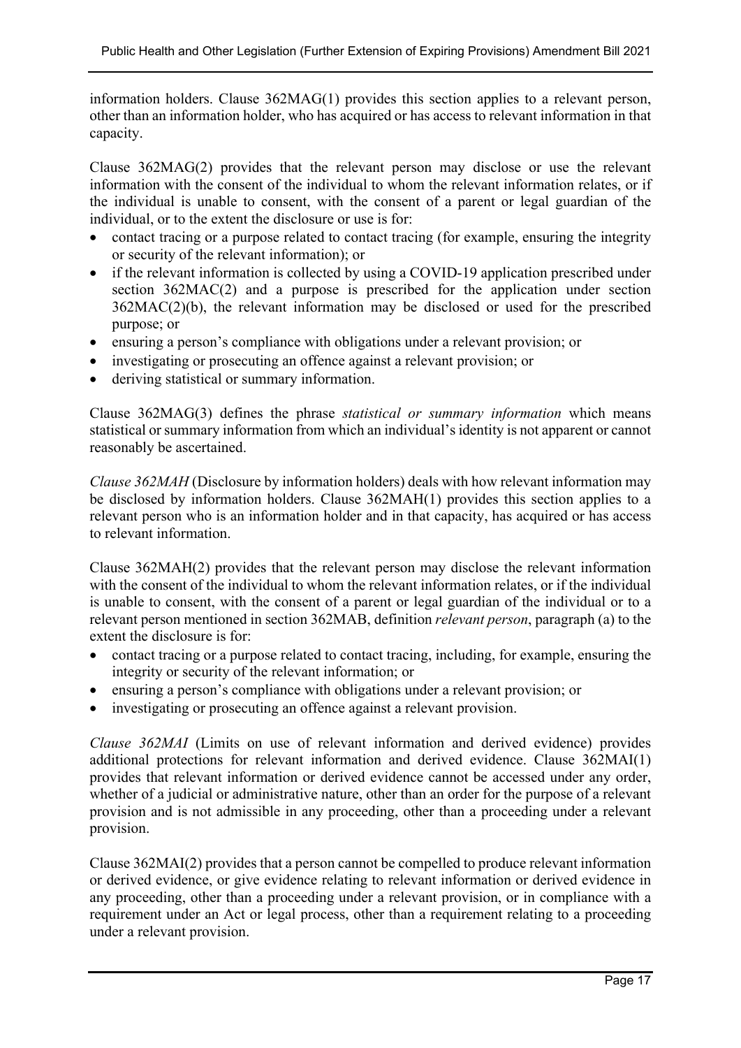information holders. Clause 362MAG(1) provides this section applies to a relevant person, other than an information holder, who has acquired or has access to relevant information in that capacity.

Clause 362MAG(2) provides that the relevant person may disclose or use the relevant information with the consent of the individual to whom the relevant information relates, or if the individual is unable to consent, with the consent of a parent or legal guardian of the individual, or to the extent the disclosure or use is for:

- contact tracing or a purpose related to contact tracing (for example, ensuring the integrity or security of the relevant information); or
- if the relevant information is collected by using a COVID-19 application prescribed under section 362MAC(2) and a purpose is prescribed for the application under section 362MAC(2)(b), the relevant information may be disclosed or used for the prescribed purpose; or
- ensuring a person's compliance with obligations under a relevant provision; or
- investigating or prosecuting an offence against a relevant provision; or
- deriving statistical or summary information.

Clause 362MAG(3) defines the phrase *statistical or summary information* which means statistical or summary information from which an individual's identity is not apparent or cannot reasonably be ascertained.

*Clause 362MAH* (Disclosure by information holders) deals with how relevant information may be disclosed by information holders. Clause 362MAH(1) provides this section applies to a relevant person who is an information holder and in that capacity, has acquired or has access to relevant information.

Clause 362MAH(2) provides that the relevant person may disclose the relevant information with the consent of the individual to whom the relevant information relates, or if the individual is unable to consent, with the consent of a parent or legal guardian of the individual or to a relevant person mentioned in section 362MAB, definition *relevant person*, paragraph (a) to the extent the disclosure is for:

- contact tracing or a purpose related to contact tracing, including, for example, ensuring the integrity or security of the relevant information; or
- ensuring a person's compliance with obligations under a relevant provision; or
- investigating or prosecuting an offence against a relevant provision.

*Clause 362MAI* (Limits on use of relevant information and derived evidence) provides additional protections for relevant information and derived evidence. Clause 362MAI(1) provides that relevant information or derived evidence cannot be accessed under any order, whether of a judicial or administrative nature, other than an order for the purpose of a relevant provision and is not admissible in any proceeding, other than a proceeding under a relevant provision.

Clause 362MAI(2) provides that a person cannot be compelled to produce relevant information or derived evidence, or give evidence relating to relevant information or derived evidence in any proceeding, other than a proceeding under a relevant provision, or in compliance with a requirement under an Act or legal process, other than a requirement relating to a proceeding under a relevant provision.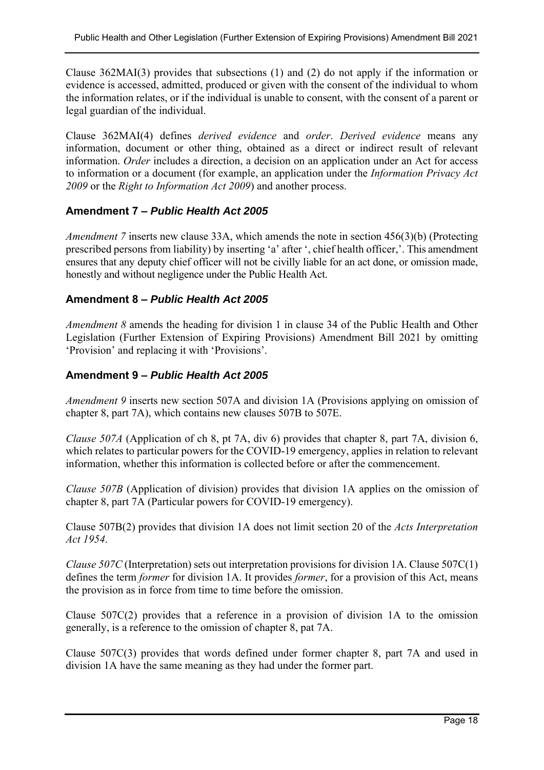Clause 362MAI(3) provides that subsections (1) and (2) do not apply if the information or evidence is accessed, admitted, produced or given with the consent of the individual to whom the information relates, or if the individual is unable to consent, with the consent of a parent or legal guardian of the individual.

Clause 362MAI(4) defines *derived evidence* and *order*. *Derived evidence* means any information, document or other thing, obtained as a direct or indirect result of relevant information. *Order* includes a direction, a decision on an application under an Act for access to information or a document (for example, an application under the *Information Privacy Act 2009* or the *Right to Information Act 2009*) and another process.

## Amendment 7 – *Public Health Act 2005*

*Amendment 7* inserts new clause 33A, which amends the note in section 456(3)(b) (Protecting prescribed persons from liability) by inserting 'a' after ', chief health officer,'. This amendment ensures that any deputy chief officer will not be civilly liable for an act done, or omission made, honestly and without negligence under the Public Health Act.

## Amendment 8 – *Public Health Act 2005*

*Amendment 8* amends the heading for division 1 in clause 34 of the Public Health and Other Legislation (Further Extension of Expiring Provisions) Amendment Bill 2021 by omitting 'Provision' and replacing it with 'Provisions'.

## Amendment 9 – *Public Health Act 2005*

*Amendment 9* inserts new section 507A and division 1A (Provisions applying on omission of chapter 8, part 7A), which contains new clauses 507B to 507E.

*Clause 507A* (Application of ch 8, pt 7A, div 6) provides that chapter 8, part 7A, division 6, which relates to particular powers for the COVID-19 emergency, applies in relation to relevant information, whether this information is collected before or after the commencement.

*Clause 507B* (Application of division) provides that division 1A applies on the omission of chapter 8, part 7A (Particular powers for COVID-19 emergency).

Clause 507B(2) provides that division 1A does not limit section 20 of the *Acts Interpretation Act 1954*.

*Clause 507C* (Interpretation) sets out interpretation provisions for division 1A. Clause 507C(1) defines the term *former* for division 1A. It provides *former*, for a provision of this Act, means the provision as in force from time to time before the omission.

Clause 507C(2) provides that a reference in a provision of division 1A to the omission generally, is a reference to the omission of chapter 8, pat 7A.

Clause 507C(3) provides that words defined under former chapter 8, part 7A and used in division 1A have the same meaning as they had under the former part.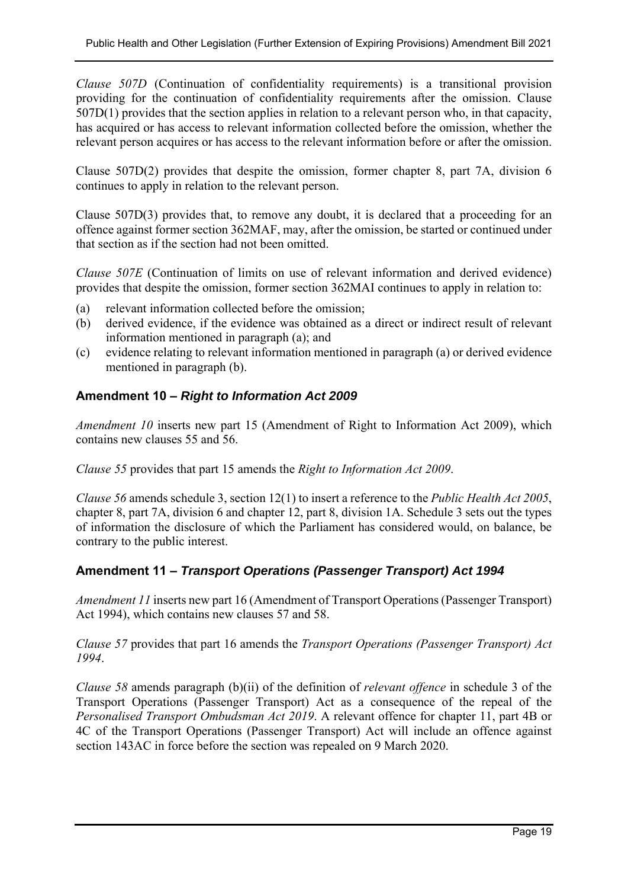*Clause 507D* (Continuation of confidentiality requirements) is a transitional provision providing for the continuation of confidentiality requirements after the omission. Clause 507D(1) provides that the section applies in relation to a relevant person who, in that capacity, has acquired or has access to relevant information collected before the omission, whether the relevant person acquires or has access to the relevant information before or after the omission.

Clause 507D(2) provides that despite the omission, former chapter 8, part 7A, division 6 continues to apply in relation to the relevant person.

Clause 507D(3) provides that, to remove any doubt, it is declared that a proceeding for an offence against former section 362MAF, may, after the omission, be started or continued under that section as if the section had not been omitted.

*Clause 507E* (Continuation of limits on use of relevant information and derived evidence) provides that despite the omission, former section 362MAI continues to apply in relation to:

(a) relevant information collected before the omission;
(b) derived evidence, if the evidence was obtained as a direct or indirect result of relevant information mentioned in paragraph (a); and
(c) evidence relating to relevant information mentioned in paragraph (a) or derived evidence mentioned in paragraph (b).

### Amendment 10 – *Right to Information Act 2009*

*Amendment 10* inserts new part 15 (Amendment of Right to Information Act 2009), which contains new clauses 55 and 56.

*Clause 55* provides that part 15 amends the *Right to Information Act 2009*.

*Clause 56* amends schedule 3, section 12(1) to insert a reference to the *Public Health Act 2005*, chapter 8, part 7A, division 6 and chapter 12, part 8, division 1A. Schedule 3 sets out the types of information the disclosure of which the Parliament has considered would, on balance, be contrary to the public interest.

### Amendment 11 – *Transport Operations (Passenger Transport) Act 1994*

*Amendment 11* inserts new part 16 (Amendment of Transport Operations (Passenger Transport) Act 1994), which contains new clauses 57 and 58.

*Clause 57* provides that part 16 amends the *Transport Operations (Passenger Transport) Act 1994*.

*Clause 58* amends paragraph (b)(ii) of the definition of *relevant offence* in schedule 3 of the Transport Operations (Passenger Transport) Act as a consequence of the repeal of the *Personalised Transport Ombudsman Act 2019*. A relevant offence for chapter 11, part 4B or 4C of the Transport Operations (Passenger Transport) Act will include an offence against section 143AC in force before the section was repealed on 9 March 2020.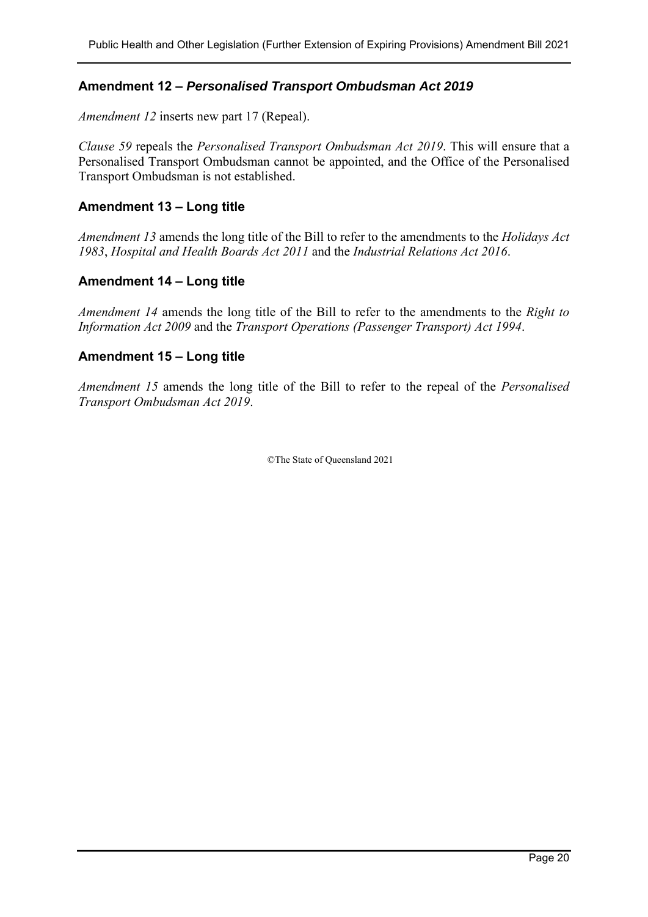### Amendment 12 – *Personalised Transport Ombudsman Act 2019*

*Amendment 12* inserts new part 17 (Repeal).

*Clause 59* repeals the *Personalised Transport Ombudsman Act 2019*. This will ensure that a Personalised Transport Ombudsman cannot be appointed, and the Office of the Personalised Transport Ombudsman is not established.

### Amendment 13 – Long title

*Amendment 13* amends the long title of the Bill to refer to the amendments to the *Holidays Act 1983*, *Hospital and Health Boards Act 2011* and the *Industrial Relations Act 2016*.

### Amendment 14 – Long title

*Amendment 14* amends the long title of the Bill to refer to the amendments to the *Right to Information Act 2009* and the *Transport Operations (Passenger Transport) Act 1994*.

### Amendment 15 – Long title

*Amendment 15* amends the long title of the Bill to refer to the repeal of the *Personalised Transport Ombudsman Act 2019*.

©The State of Queensland 2021